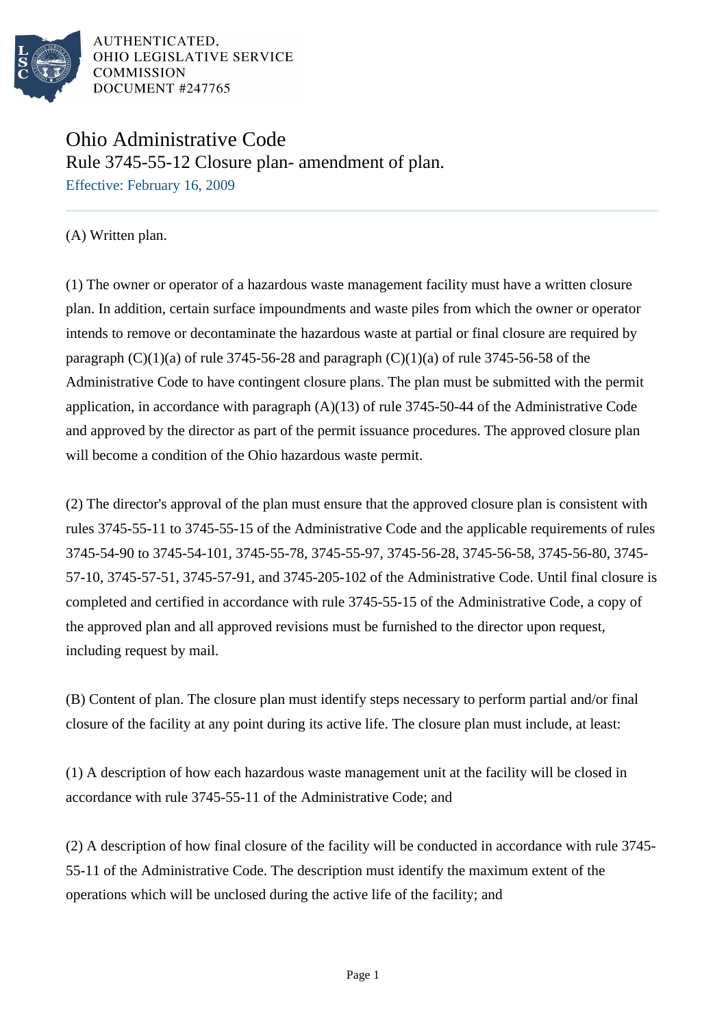AUTHENTICATED,
OHIO LEGISLATIVE SERVICE
COMMISSION
DOCUMENT #247765

# Ohio Administrative Code

## Rule 3745-55-12 Closure plan- amendment of plan.

Effective: February 16, 2009

(A) Written plan.

(1) The owner or operator of a hazardous waste management facility must have a written closure plan. In addition, certain surface impoundments and waste piles from which the owner or operator intends to remove or decontaminate the hazardous waste at partial or final closure are required by paragraph (C)(1)(a) of rule 3745-56-28 and paragraph (C)(1)(a) of rule 3745-56-58 of the Administrative Code to have contingent closure plans. The plan must be submitted with the permit application, in accordance with paragraph (A)(13) of rule 3745-50-44 of the Administrative Code and approved by the director as part of the permit issuance procedures. The approved closure plan will become a condition of the Ohio hazardous waste permit.

(2) The director's approval of the plan must ensure that the approved closure plan is consistent with rules 3745-55-11 to 3745-55-15 of the Administrative Code and the applicable requirements of rules 3745-54-90 to 3745-54-101, 3745-55-78, 3745-55-97, 3745-56-28, 3745-56-58, 3745-56-80, 3745-57-10, 3745-57-51, 3745-57-91, and 3745-205-102 of the Administrative Code. Until final closure is completed and certified in accordance with rule 3745-55-15 of the Administrative Code, a copy of the approved plan and all approved revisions must be furnished to the director upon request, including request by mail.

(B) Content of plan. The closure plan must identify steps necessary to perform partial and/or final closure of the facility at any point during its active life. The closure plan must include, at least:

(1) A description of how each hazardous waste management unit at the facility will be closed in accordance with rule 3745-55-11 of the Administrative Code; and

(2) A description of how final closure of the facility will be conducted in accordance with rule 3745-55-11 of the Administrative Code. The description must identify the maximum extent of the operations which will be unclosed during the active life of the facility; and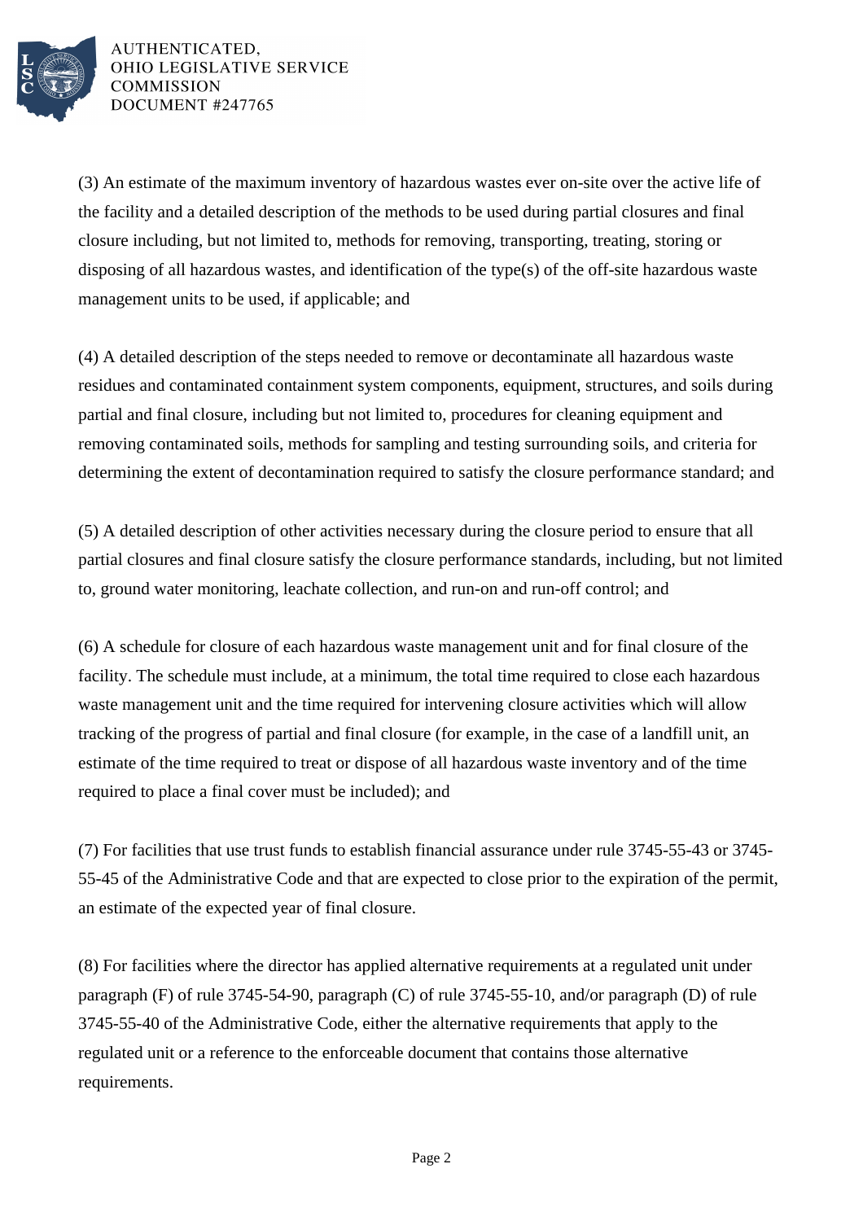(3) An estimate of the maximum inventory of hazardous wastes ever on-site over the active life of the facility and a detailed description of the methods to be used during partial closures and final closure including, but not limited to, methods for removing, transporting, treating, storing or disposing of all hazardous wastes, and identification of the type(s) of the off-site hazardous waste management units to be used, if applicable; and

(4) A detailed description of the steps needed to remove or decontaminate all hazardous waste residues and contaminated containment system components, equipment, structures, and soils during partial and final closure, including but not limited to, procedures for cleaning equipment and removing contaminated soils, methods for sampling and testing surrounding soils, and criteria for determining the extent of decontamination required to satisfy the closure performance standard; and

(5) A detailed description of other activities necessary during the closure period to ensure that all partial closures and final closure satisfy the closure performance standards, including, but not limited to, ground water monitoring, leachate collection, and run-on and run-off control; and

(6) A schedule for closure of each hazardous waste management unit and for final closure of the facility. The schedule must include, at a minimum, the total time required to close each hazardous waste management unit and the time required for intervening closure activities which will allow tracking of the progress of partial and final closure (for example, in the case of a landfill unit, an estimate of the time required to treat or dispose of all hazardous waste inventory and of the time required to place a final cover must be included); and

(7) For facilities that use trust funds to establish financial assurance under rule 3745-55-43 or 3745-55-45 of the Administrative Code and that are expected to close prior to the expiration of the permit, an estimate of the expected year of final closure.

(8) For facilities where the director has applied alternative requirements at a regulated unit under paragraph (F) of rule 3745-54-90, paragraph (C) of rule 3745-55-10, and/or paragraph (D) of rule 3745-55-40 of the Administrative Code, either the alternative requirements that apply to the regulated unit or a reference to the enforceable document that contains those alternative requirements.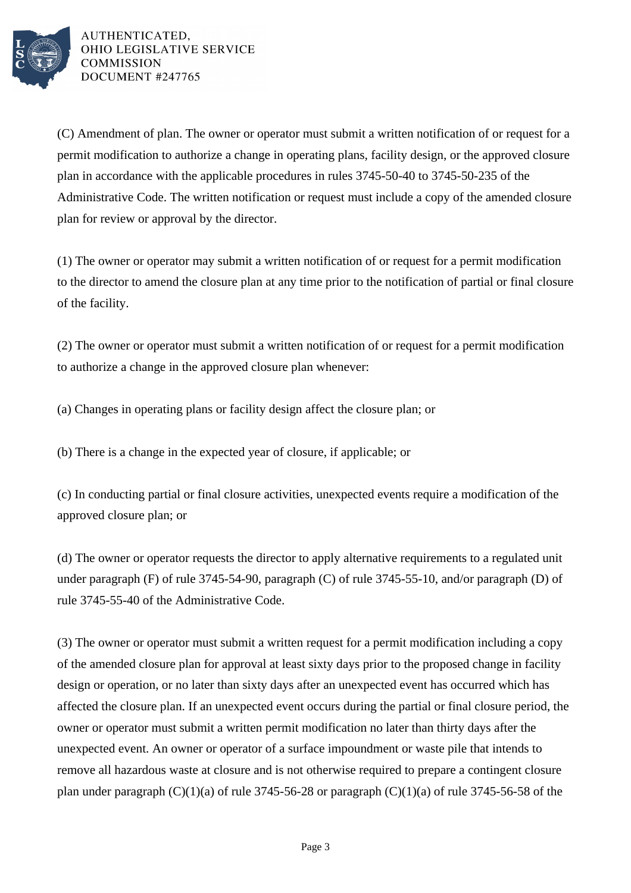(C) Amendment of plan. The owner or operator must submit a written notification of or request for a permit modification to authorize a change in operating plans, facility design, or the approved closure plan in accordance with the applicable procedures in rules 3745-50-40 to 3745-50-235 of the Administrative Code. The written notification or request must include a copy of the amended closure plan for review or approval by the director.

(1) The owner or operator may submit a written notification of or request for a permit modification to the director to amend the closure plan at any time prior to the notification of partial or final closure of the facility.

(2) The owner or operator must submit a written notification of or request for a permit modification to authorize a change in the approved closure plan whenever:

(a) Changes in operating plans or facility design affect the closure plan; or

(b) There is a change in the expected year of closure, if applicable; or

(c) In conducting partial or final closure activities, unexpected events require a modification of the approved closure plan; or

(d) The owner or operator requests the director to apply alternative requirements to a regulated unit under paragraph (F) of rule 3745-54-90, paragraph (C) of rule 3745-55-10, and/or paragraph (D) of rule 3745-55-40 of the Administrative Code.

(3) The owner or operator must submit a written request for a permit modification including a copy of the amended closure plan for approval at least sixty days prior to the proposed change in facility design or operation, or no later than sixty days after an unexpected event has occurred which has affected the closure plan. If an unexpected event occurs during the partial or final closure period, the owner or operator must submit a written permit modification no later than thirty days after the unexpected event. An owner or operator of a surface impoundment or waste pile that intends to remove all hazardous waste at closure and is not otherwise required to prepare a contingent closure plan under paragraph (C)(1)(a) of rule 3745-56-28 or paragraph (C)(1)(a) of rule 3745-56-58 of the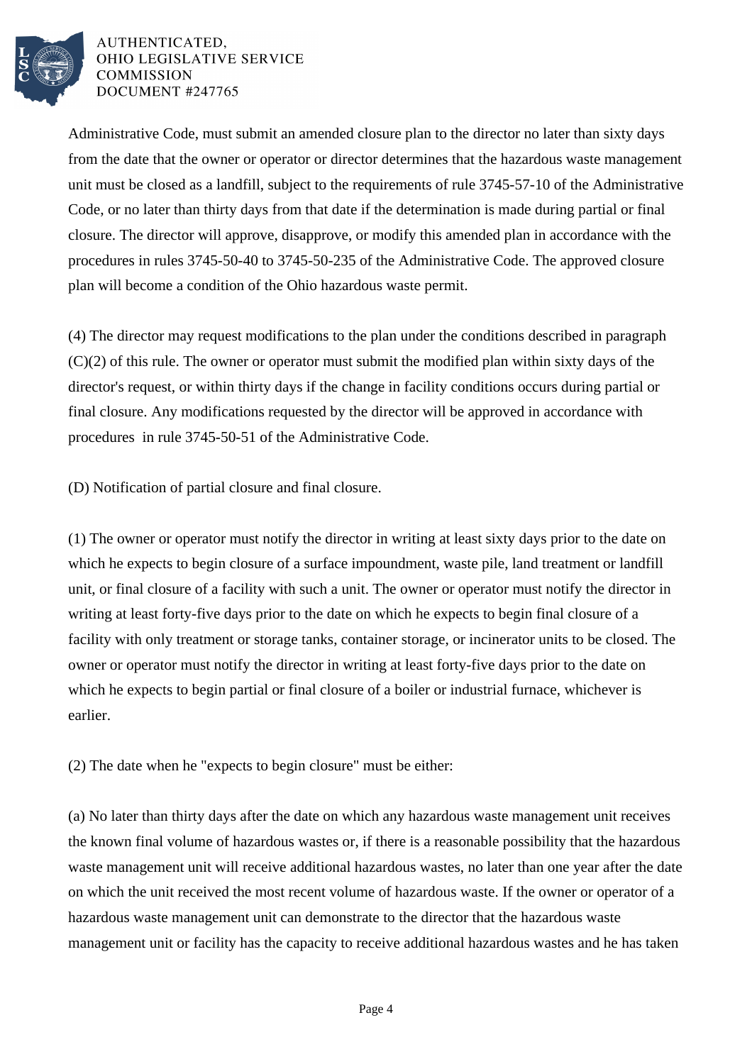Administrative Code, must submit an amended closure plan to the director no later than sixty days from the date that the owner or operator or director determines that the hazardous waste management unit must be closed as a landfill, subject to the requirements of rule 3745-57-10 of the Administrative Code, or no later than thirty days from that date if the determination is made during partial or final closure. The director will approve, disapprove, or modify this amended plan in accordance with the procedures in rules 3745-50-40 to 3745-50-235 of the Administrative Code. The approved closure plan will become a condition of the Ohio hazardous waste permit.

(4) The director may request modifications to the plan under the conditions described in paragraph (C)(2) of this rule. The owner or operator must submit the modified plan within sixty days of the director's request, or within thirty days if the change in facility conditions occurs during partial or final closure. Any modifications requested by the director will be approved in accordance with procedures in rule 3745-50-51 of the Administrative Code.

(D) Notification of partial closure and final closure.

(1) The owner or operator must notify the director in writing at least sixty days prior to the date on which he expects to begin closure of a surface impoundment, waste pile, land treatment or landfill unit, or final closure of a facility with such a unit. The owner or operator must notify the director in writing at least forty-five days prior to the date on which he expects to begin final closure of a facility with only treatment or storage tanks, container storage, or incinerator units to be closed. The owner or operator must notify the director in writing at least forty-five days prior to the date on which he expects to begin partial or final closure of a boiler or industrial furnace, whichever is earlier.

(2) The date when he "expects to begin closure" must be either:

(a) No later than thirty days after the date on which any hazardous waste management unit receives the known final volume of hazardous wastes or, if there is a reasonable possibility that the hazardous waste management unit will receive additional hazardous wastes, no later than one year after the date on which the unit received the most recent volume of hazardous waste. If the owner or operator of a hazardous waste management unit can demonstrate to the director that the hazardous waste management unit or facility has the capacity to receive additional hazardous wastes and he has taken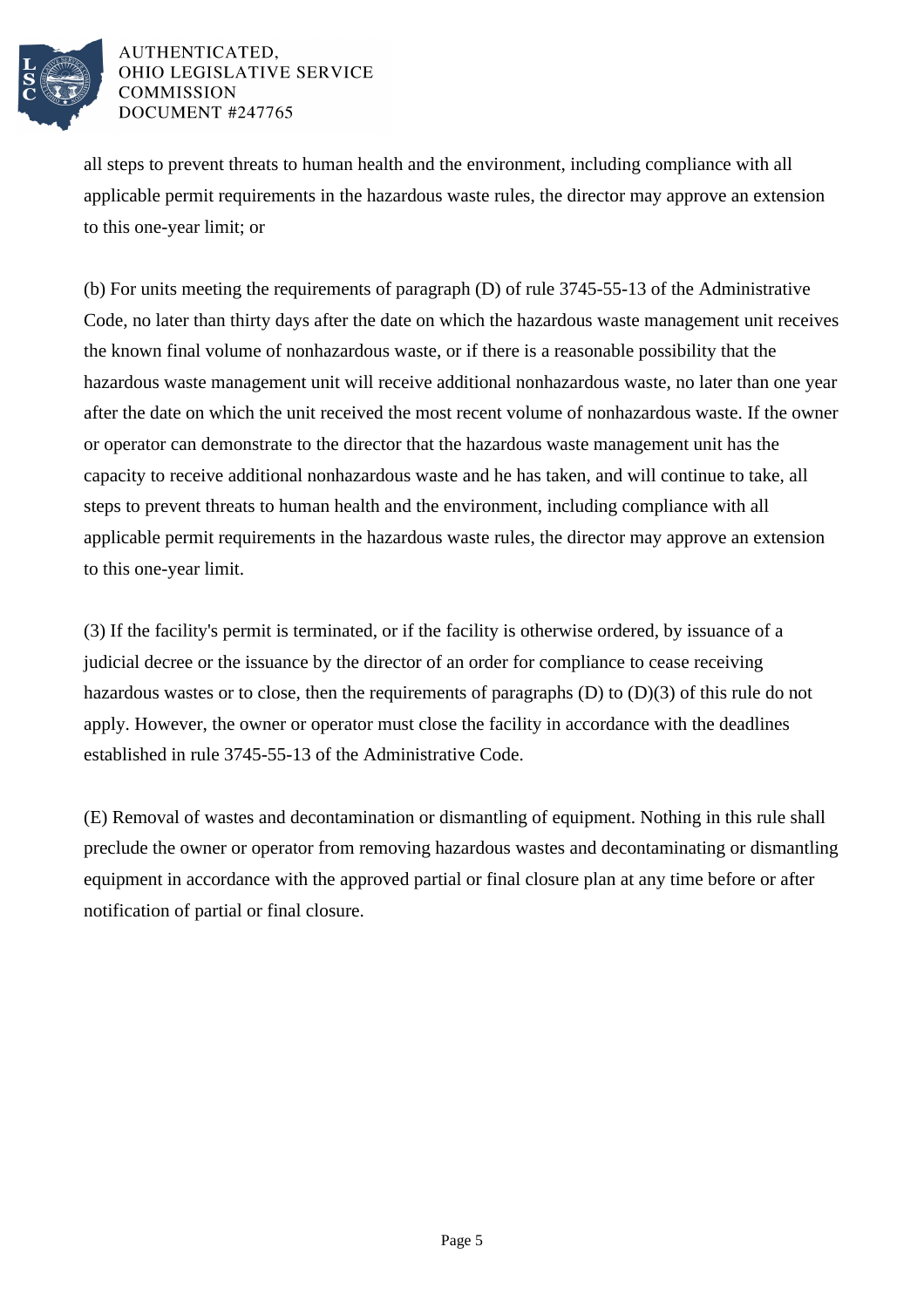all steps to prevent threats to human health and the environment, including compliance with all applicable permit requirements in the hazardous waste rules, the director may approve an extension to this one-year limit; or

(b) For units meeting the requirements of paragraph (D) of rule 3745-55-13 of the Administrative Code, no later than thirty days after the date on which the hazardous waste management unit receives the known final volume of nonhazardous waste, or if there is a reasonable possibility that the hazardous waste management unit will receive additional nonhazardous waste, no later than one year after the date on which the unit received the most recent volume of nonhazardous waste. If the owner or operator can demonstrate to the director that the hazardous waste management unit has the capacity to receive additional nonhazardous waste and he has taken, and will continue to take, all steps to prevent threats to human health and the environment, including compliance with all applicable permit requirements in the hazardous waste rules, the director may approve an extension to this one-year limit.

(3) If the facility's permit is terminated, or if the facility is otherwise ordered, by issuance of a judicial decree or the issuance by the director of an order for compliance to cease receiving hazardous wastes or to close, then the requirements of paragraphs (D) to (D)(3) of this rule do not apply. However, the owner or operator must close the facility in accordance with the deadlines established in rule 3745-55-13 of the Administrative Code.

(E) Removal of wastes and decontamination or dismantling of equipment. Nothing in this rule shall preclude the owner or operator from removing hazardous wastes and decontaminating or dismantling equipment in accordance with the approved partial or final closure plan at any time before or after notification of partial or final closure.